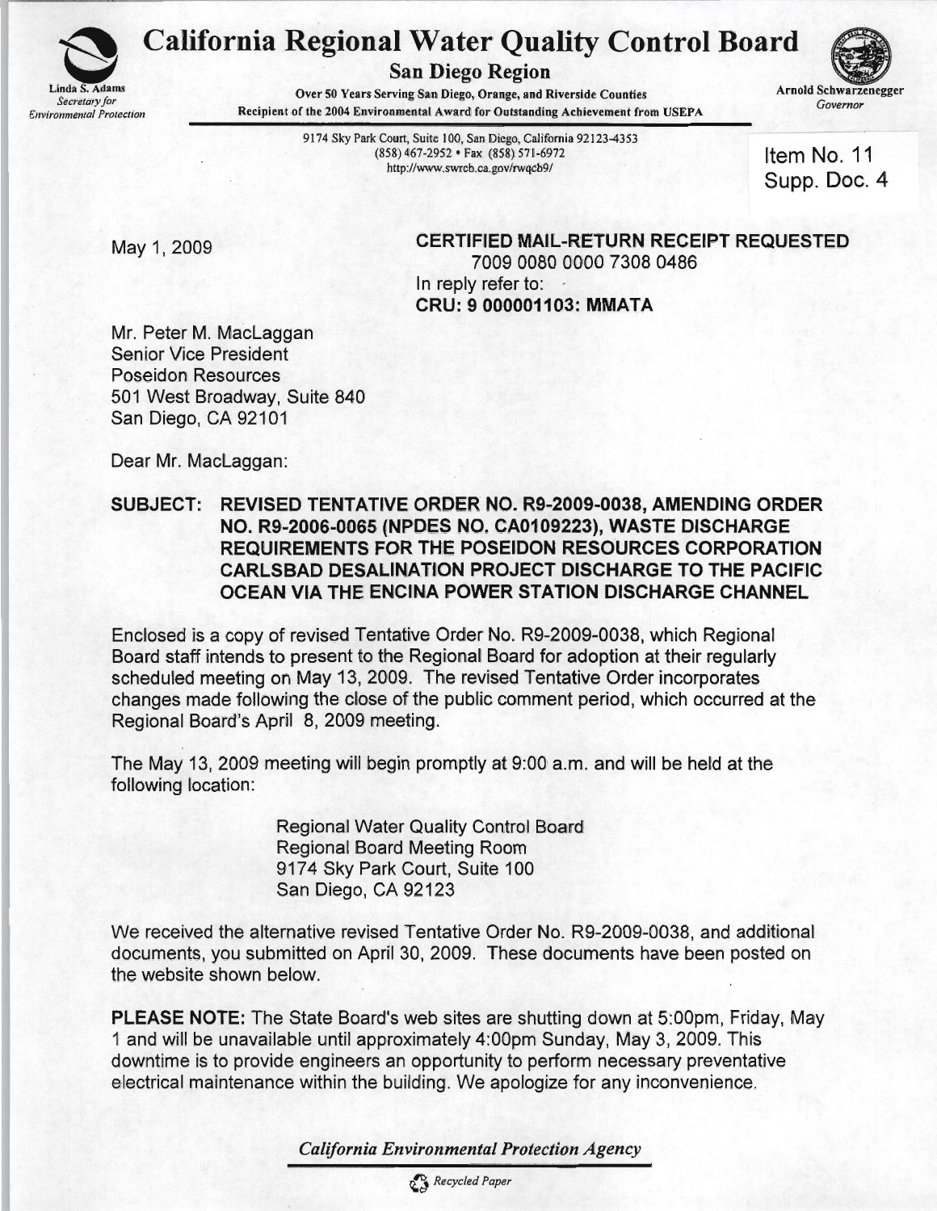# California Regional Water Quality Control Board

## San Diego Region

Linda S. Adams
*Secretary for Environmental Protection*

Over 50 Years Serving San Diego, Orange, and Riverside Counties
Recipient of the 2004 Environmental Award for Outstanding Achievement from USEPA

Arnold Schwarzenegger
*Governor*

9174 Sky Park Court, Suite 100, San Diego, California 92123-4353
(858) 467-2952 • Fax (858) 571-6972
http://www.swrcb.ca.gov/rwqcb9/

Item No. 11
Supp. Doc. 4

May 1, 2009

**CERTIFIED MAIL-RETURN RECEIPT REQUESTED**
7009 0080 0000 7308 0486
In reply refer to:
**CRU: 9 000001103: MMATA**

Mr. Peter M. MacLaggan
Senior Vice President
Poseidon Resources
501 West Broadway, Suite 840
San Diego, CA 92101

Dear Mr. MacLaggan:

**SUBJECT: REVISED TENTATIVE ORDER NO. R9-2009-0038, AMENDING ORDER NO. R9-2006-0065 (NPDES NO. CA0109223), WASTE DISCHARGE REQUIREMENTS FOR THE POSEIDON RESOURCES CORPORATION CARLSBAD DESALINATION PROJECT DISCHARGE TO THE PACIFIC OCEAN VIA THE ENCINA POWER STATION DISCHARGE CHANNEL**

Enclosed is a copy of revised Tentative Order No. R9-2009-0038, which Regional Board staff intends to present to the Regional Board for adoption at their regularly scheduled meeting on May 13, 2009. The revised Tentative Order incorporates changes made following the close of the public comment period, which occurred at the Regional Board's April 8, 2009 meeting.

The May 13, 2009 meeting will begin promptly at 9:00 a.m. and will be held at the following location:

Regional Water Quality Control Board
Regional Board Meeting Room
9174 Sky Park Court, Suite 100
San Diego, CA 92123

We received the alternative revised Tentative Order No. R9-2009-0038, and additional documents, you submitted on April 30, 2009. These documents have been posted on the website shown below.

**PLEASE NOTE:** The State Board's web sites are shutting down at 5:00pm, Friday, May 1 and will be unavailable until approximately 4:00pm Sunday, May 3, 2009. This downtime is to provide engineers an opportunity to perform necessary preventative electrical maintenance within the building. We apologize for any inconvenience.

*California Environmental Protection Agency*

*Recycled Paper*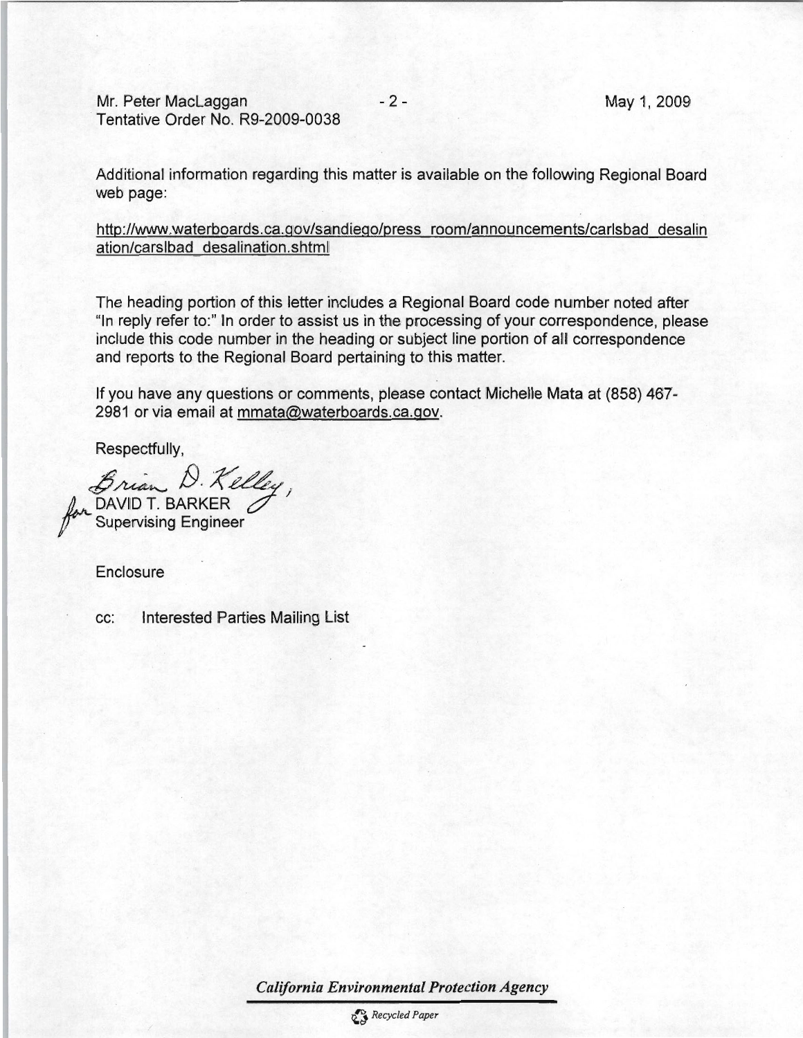Additional information regarding this matter is available on the following Regional Board web page:

http://www.waterboards.ca.gov/sandiego/press_room/announcements/carlsbad_desalination/carslbad_desalination.shtml

The heading portion of this letter includes a Regional Board code number noted after "In reply refer to:" In order to assist us in the processing of your correspondence, please include this code number in the heading or subject line portion of all correspondence and reports to the Regional Board pertaining to this matter.

If you have any questions or comments, please contact Michelle Mata at (858) 467-2981 or via email at mmata@waterboards.ca.gov.

Respectfully,

Brian D. Kelley,
for DAVID T. BARKER
Supervising Engineer

Enclosure

cc: Interested Parties Mailing List